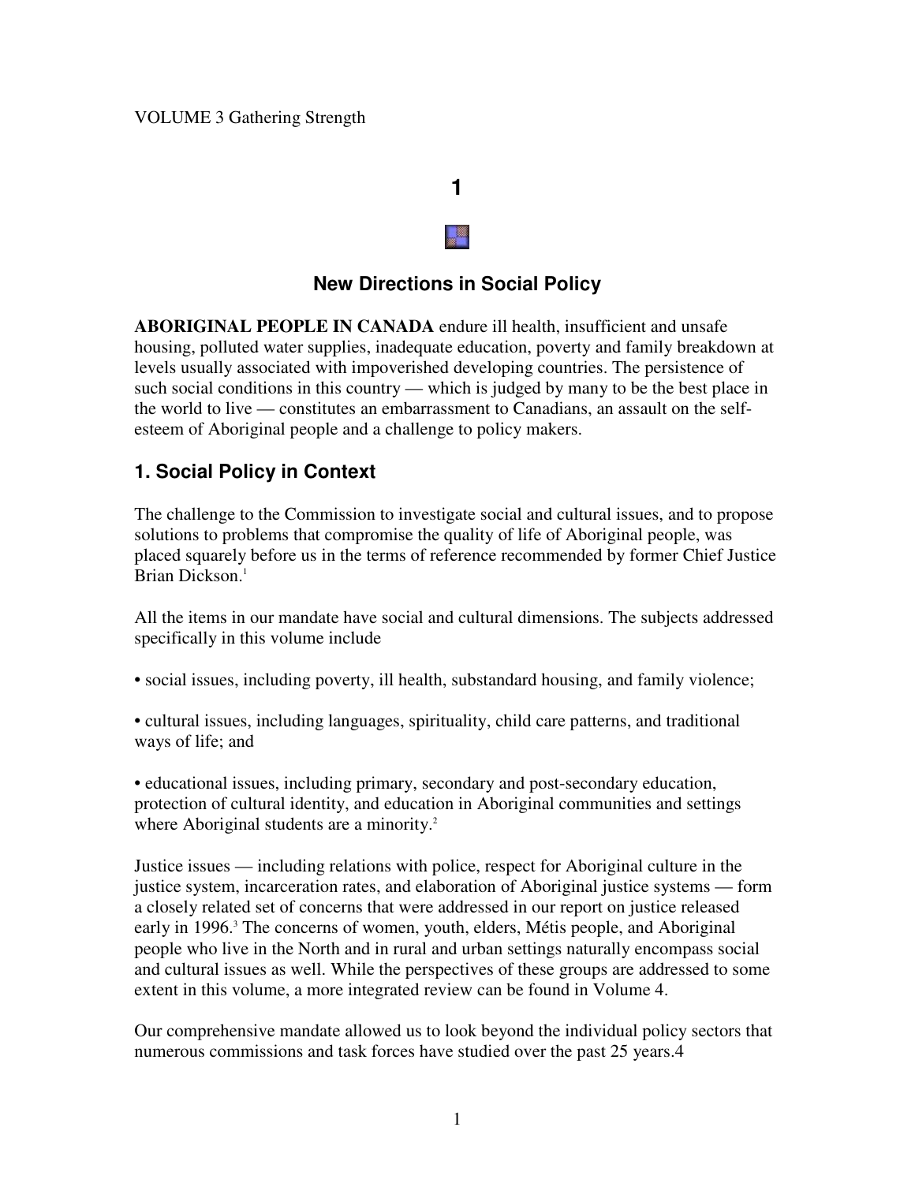VOLUME 3 Gathering Strength

# 1

## New Directions in Social Policy

**ABORIGINAL PEOPLE IN CANADA** endure ill health, insufficient and unsafe housing, polluted water supplies, inadequate education, poverty and family breakdown at levels usually associated with impoverished developing countries. The persistence of such social conditions in this country — which is judged by many to be the best place in the world to live — constitutes an embarrassment to Canadians, an assault on the self-esteem of Aboriginal people and a challenge to policy makers.

## 1. Social Policy in Context

The challenge to the Commission to investigate social and cultural issues, and to propose solutions to problems that compromise the quality of life of Aboriginal people, was placed squarely before us in the terms of reference recommended by former Chief Justice Brian Dickson.[1]

All the items in our mandate have social and cultural dimensions. The subjects addressed specifically in this volume include

- social issues, including poverty, ill health, substandard housing, and family violence;

- cultural issues, including languages, spirituality, child care patterns, and traditional ways of life; and

- educational issues, including primary, secondary and post-secondary education, protection of cultural identity, and education in Aboriginal communities and settings where Aboriginal students are a minority.[2]

Justice issues — including relations with police, respect for Aboriginal culture in the justice system, incarceration rates, and elaboration of Aboriginal justice systems — form a closely related set of concerns that were addressed in our report on justice released early in 1996.[3] The concerns of women, youth, elders, Métis people, and Aboriginal people who live in the North and in rural and urban settings naturally encompass social and cultural issues as well. While the perspectives of these groups are addressed to some extent in this volume, a more integrated review can be found in Volume 4.

Our comprehensive mandate allowed us to look beyond the individual policy sectors that numerous commissions and task forces have studied over the past 25 years.4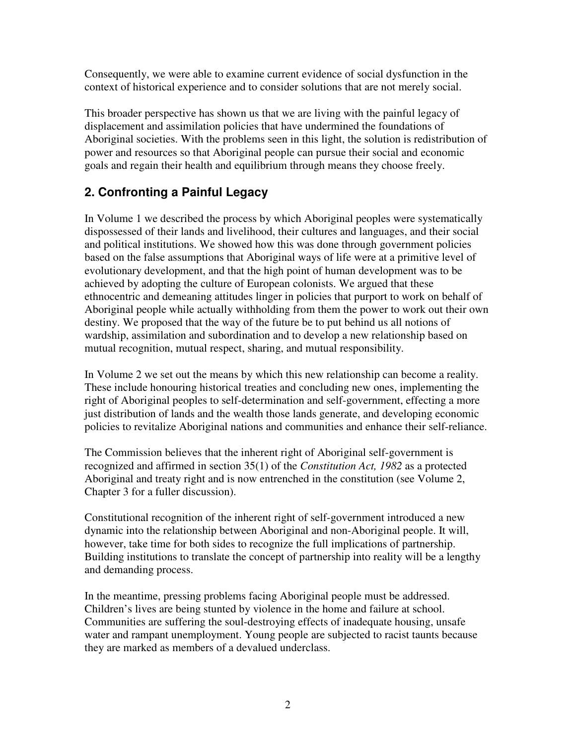Consequently, we were able to examine current evidence of social dysfunction in the context of historical experience and to consider solutions that are not merely social.

This broader perspective has shown us that we are living with the painful legacy of displacement and assimilation policies that have undermined the foundations of Aboriginal societies. With the problems seen in this light, the solution is redistribution of power and resources so that Aboriginal people can pursue their social and economic goals and regain their health and equilibrium through means they choose freely.

## 2. Confronting a Painful Legacy

In Volume 1 we described the process by which Aboriginal peoples were systematically dispossessed of their lands and livelihood, their cultures and languages, and their social and political institutions. We showed how this was done through government policies based on the false assumptions that Aboriginal ways of life were at a primitive level of evolutionary development, and that the high point of human development was to be achieved by adopting the culture of European colonists. We argued that these ethnocentric and demeaning attitudes linger in policies that purport to work on behalf of Aboriginal people while actually withholding from them the power to work out their own destiny. We proposed that the way of the future be to put behind us all notions of wardship, assimilation and subordination and to develop a new relationship based on mutual recognition, mutual respect, sharing, and mutual responsibility.

In Volume 2 we set out the means by which this new relationship can become a reality. These include honouring historical treaties and concluding new ones, implementing the right of Aboriginal peoples to self-determination and self-government, effecting a more just distribution of lands and the wealth those lands generate, and developing economic policies to revitalize Aboriginal nations and communities and enhance their self-reliance.

The Commission believes that the inherent right of Aboriginal self-government is recognized and affirmed in section 35(1) of the *Constitution Act, 1982* as a protected Aboriginal and treaty right and is now entrenched in the constitution (see Volume 2, Chapter 3 for a fuller discussion).

Constitutional recognition of the inherent right of self-government introduced a new dynamic into the relationship between Aboriginal and non-Aboriginal people. It will, however, take time for both sides to recognize the full implications of partnership. Building institutions to translate the concept of partnership into reality will be a lengthy and demanding process.

In the meantime, pressing problems facing Aboriginal people must be addressed. Children's lives are being stunted by violence in the home and failure at school. Communities are suffering the soul-destroying effects of inadequate housing, unsafe water and rampant unemployment. Young people are subjected to racist taunts because they are marked as members of a devalued underclass.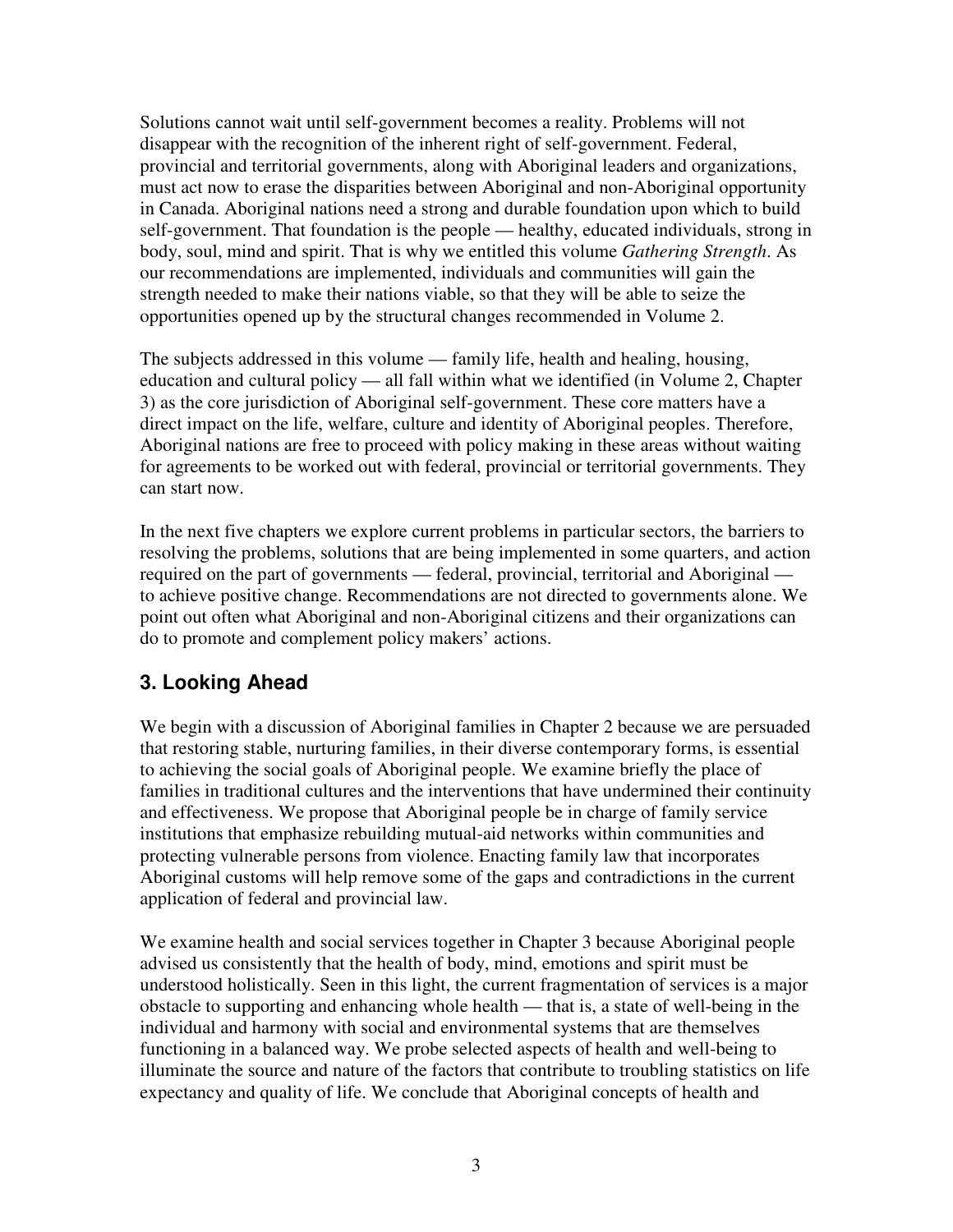Solutions cannot wait until self-government becomes a reality. Problems will not disappear with the recognition of the inherent right of self-government. Federal, provincial and territorial governments, along with Aboriginal leaders and organizations, must act now to erase the disparities between Aboriginal and non-Aboriginal opportunity in Canada. Aboriginal nations need a strong and durable foundation upon which to build self-government. That foundation is the people — healthy, educated individuals, strong in body, soul, mind and spirit. That is why we entitled this volume *Gathering Strength*. As our recommendations are implemented, individuals and communities will gain the strength needed to make their nations viable, so that they will be able to seize the opportunities opened up by the structural changes recommended in Volume 2.

The subjects addressed in this volume — family life, health and healing, housing, education and cultural policy — all fall within what we identified (in Volume 2, Chapter 3) as the core jurisdiction of Aboriginal self-government. These core matters have a direct impact on the life, welfare, culture and identity of Aboriginal peoples. Therefore, Aboriginal nations are free to proceed with policy making in these areas without waiting for agreements to be worked out with federal, provincial or territorial governments. They can start now.

In the next five chapters we explore current problems in particular sectors, the barriers to resolving the problems, solutions that are being implemented in some quarters, and action required on the part of governments — federal, provincial, territorial and Aboriginal — to achieve positive change. Recommendations are not directed to governments alone. We point out often what Aboriginal and non-Aboriginal citizens and their organizations can do to promote and complement policy makers' actions.

## 3. Looking Ahead

We begin with a discussion of Aboriginal families in Chapter 2 because we are persuaded that restoring stable, nurturing families, in their diverse contemporary forms, is essential to achieving the social goals of Aboriginal people. We examine briefly the place of families in traditional cultures and the interventions that have undermined their continuity and effectiveness. We propose that Aboriginal people be in charge of family service institutions that emphasize rebuilding mutual-aid networks within communities and protecting vulnerable persons from violence. Enacting family law that incorporates Aboriginal customs will help remove some of the gaps and contradictions in the current application of federal and provincial law.

We examine health and social services together in Chapter 3 because Aboriginal people advised us consistently that the health of body, mind, emotions and spirit must be understood holistically. Seen in this light, the current fragmentation of services is a major obstacle to supporting and enhancing whole health — that is, a state of well-being in the individual and harmony with social and environmental systems that are themselves functioning in a balanced way. We probe selected aspects of health and well-being to illuminate the source and nature of the factors that contribute to troubling statistics on life expectancy and quality of life. We conclude that Aboriginal concepts of health and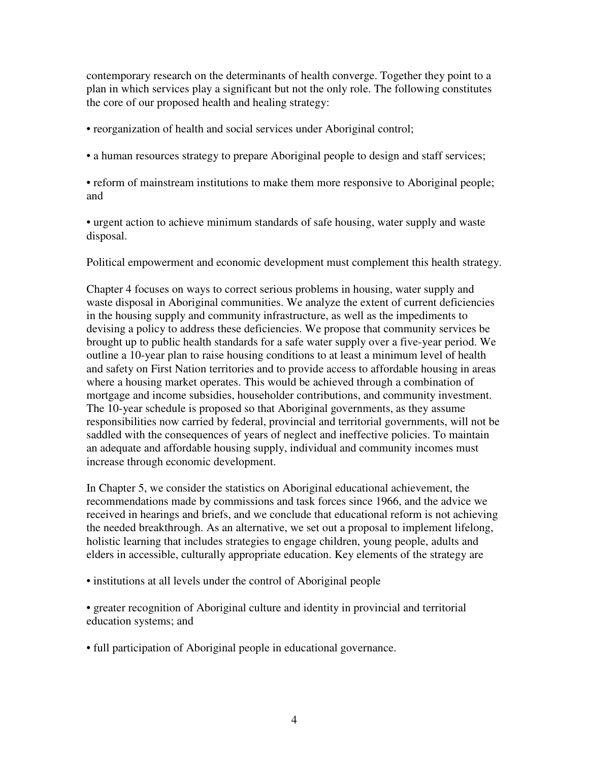contemporary research on the determinants of health converge. Together they point to a plan in which services play a significant but not the only role. The following constitutes the core of our proposed health and healing strategy:

- reorganization of health and social services under Aboriginal control;

- a human resources strategy to prepare Aboriginal people to design and staff services;

- reform of mainstream institutions to make them more responsive to Aboriginal people; and

- urgent action to achieve minimum standards of safe housing, water supply and waste disposal.

Political empowerment and economic development must complement this health strategy.

Chapter 4 focuses on ways to correct serious problems in housing, water supply and waste disposal in Aboriginal communities. We analyze the extent of current deficiencies in the housing supply and community infrastructure, as well as the impediments to devising a policy to address these deficiencies. We propose that community services be brought up to public health standards for a safe water supply over a five-year period. We outline a 10-year plan to raise housing conditions to at least a minimum level of health and safety on First Nation territories and to provide access to affordable housing in areas where a housing market operates. This would be achieved through a combination of mortgage and income subsidies, householder contributions, and community investment. The 10-year schedule is proposed so that Aboriginal governments, as they assume responsibilities now carried by federal, provincial and territorial governments, will not be saddled with the consequences of years of neglect and ineffective policies. To maintain an adequate and affordable housing supply, individual and community incomes must increase through economic development.

In Chapter 5, we consider the statistics on Aboriginal educational achievement, the recommendations made by commissions and task forces since 1966, and the advice we received in hearings and briefs, and we conclude that educational reform is not achieving the needed breakthrough. As an alternative, we set out a proposal to implement lifelong, holistic learning that includes strategies to engage children, young people, adults and elders in accessible, culturally appropriate education. Key elements of the strategy are

- institutions at all levels under the control of Aboriginal people

- greater recognition of Aboriginal culture and identity in provincial and territorial education systems; and

- full participation of Aboriginal people in educational governance.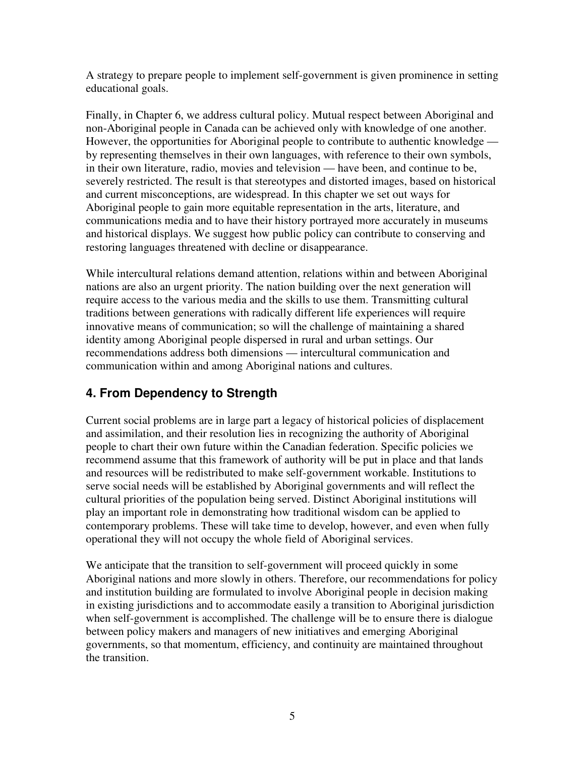A strategy to prepare people to implement self-government is given prominence in setting educational goals.

Finally, in Chapter 6, we address cultural policy. Mutual respect between Aboriginal and non-Aboriginal people in Canada can be achieved only with knowledge of one another. However, the opportunities for Aboriginal people to contribute to authentic knowledge — by representing themselves in their own languages, with reference to their own symbols, in their own literature, radio, movies and television — have been, and continue to be, severely restricted. The result is that stereotypes and distorted images, based on historical and current misconceptions, are widespread. In this chapter we set out ways for Aboriginal people to gain more equitable representation in the arts, literature, and communications media and to have their history portrayed more accurately in museums and historical displays. We suggest how public policy can contribute to conserving and restoring languages threatened with decline or disappearance.

While intercultural relations demand attention, relations within and between Aboriginal nations are also an urgent priority. The nation building over the next generation will require access to the various media and the skills to use them. Transmitting cultural traditions between generations with radically different life experiences will require innovative means of communication; so will the challenge of maintaining a shared identity among Aboriginal people dispersed in rural and urban settings. Our recommendations address both dimensions — intercultural communication and communication within and among Aboriginal nations and cultures.

## 4. From Dependency to Strength

Current social problems are in large part a legacy of historical policies of displacement and assimilation, and their resolution lies in recognizing the authority of Aboriginal people to chart their own future within the Canadian federation. Specific policies we recommend assume that this framework of authority will be put in place and that lands and resources will be redistributed to make self-government workable. Institutions to serve social needs will be established by Aboriginal governments and will reflect the cultural priorities of the population being served. Distinct Aboriginal institutions will play an important role in demonstrating how traditional wisdom can be applied to contemporary problems. These will take time to develop, however, and even when fully operational they will not occupy the whole field of Aboriginal services.

We anticipate that the transition to self-government will proceed quickly in some Aboriginal nations and more slowly in others. Therefore, our recommendations for policy and institution building are formulated to involve Aboriginal people in decision making in existing jurisdictions and to accommodate easily a transition to Aboriginal jurisdiction when self-government is accomplished. The challenge will be to ensure there is dialogue between policy makers and managers of new initiatives and emerging Aboriginal governments, so that momentum, efficiency, and continuity are maintained throughout the transition.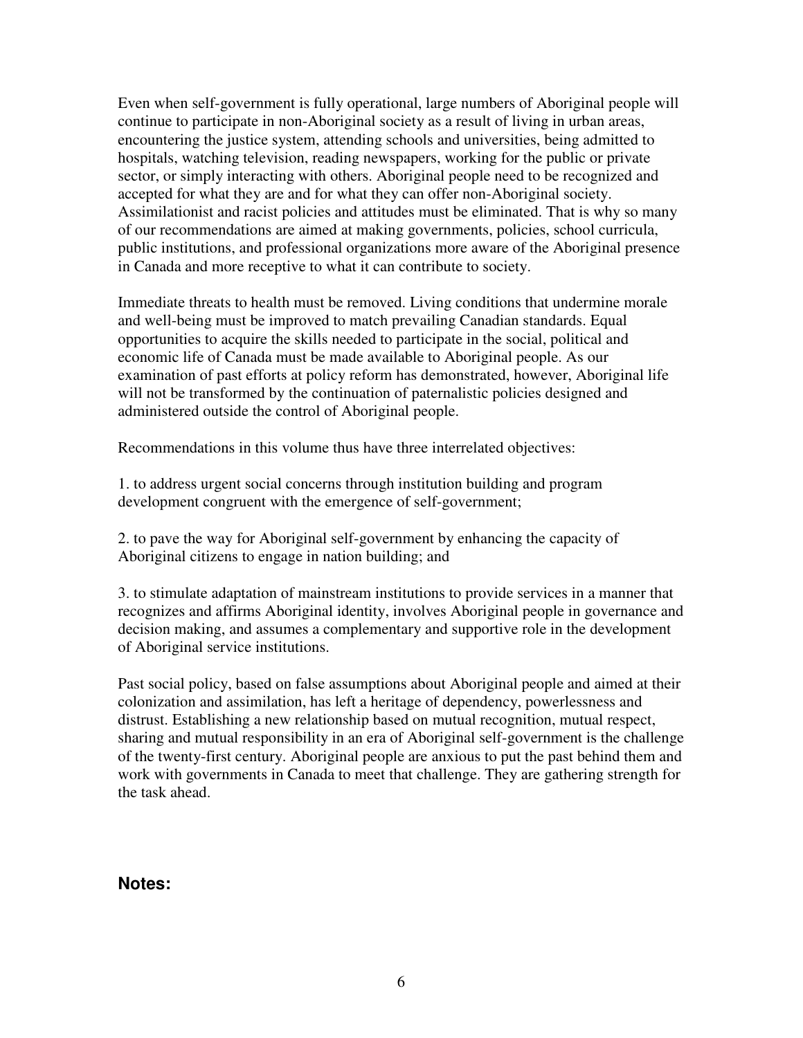Even when self-government is fully operational, large numbers of Aboriginal people will continue to participate in non-Aboriginal society as a result of living in urban areas, encountering the justice system, attending schools and universities, being admitted to hospitals, watching television, reading newspapers, working for the public or private sector, or simply interacting with others. Aboriginal people need to be recognized and accepted for what they are and for what they can offer non-Aboriginal society. Assimilationist and racist policies and attitudes must be eliminated. That is why so many of our recommendations are aimed at making governments, policies, school curricula, public institutions, and professional organizations more aware of the Aboriginal presence in Canada and more receptive to what it can contribute to society.

Immediate threats to health must be removed. Living conditions that undermine morale and well-being must be improved to match prevailing Canadian standards. Equal opportunities to acquire the skills needed to participate in the social, political and economic life of Canada must be made available to Aboriginal people. As our examination of past efforts at policy reform has demonstrated, however, Aboriginal life will not be transformed by the continuation of paternalistic policies designed and administered outside the control of Aboriginal people.

Recommendations in this volume thus have three interrelated objectives:

1. to address urgent social concerns through institution building and program development congruent with the emergence of self-government;

2. to pave the way for Aboriginal self-government by enhancing the capacity of Aboriginal citizens to engage in nation building; and

3. to stimulate adaptation of mainstream institutions to provide services in a manner that recognizes and affirms Aboriginal identity, involves Aboriginal people in governance and decision making, and assumes a complementary and supportive role in the development of Aboriginal service institutions.

Past social policy, based on false assumptions about Aboriginal people and aimed at their colonization and assimilation, has left a heritage of dependency, powerlessness and distrust. Establishing a new relationship based on mutual recognition, mutual respect, sharing and mutual responsibility in an era of Aboriginal self-government is the challenge of the twenty-first century. Aboriginal people are anxious to put the past behind them and work with governments in Canada to meet that challenge. They are gathering strength for the task ahead.

## Notes: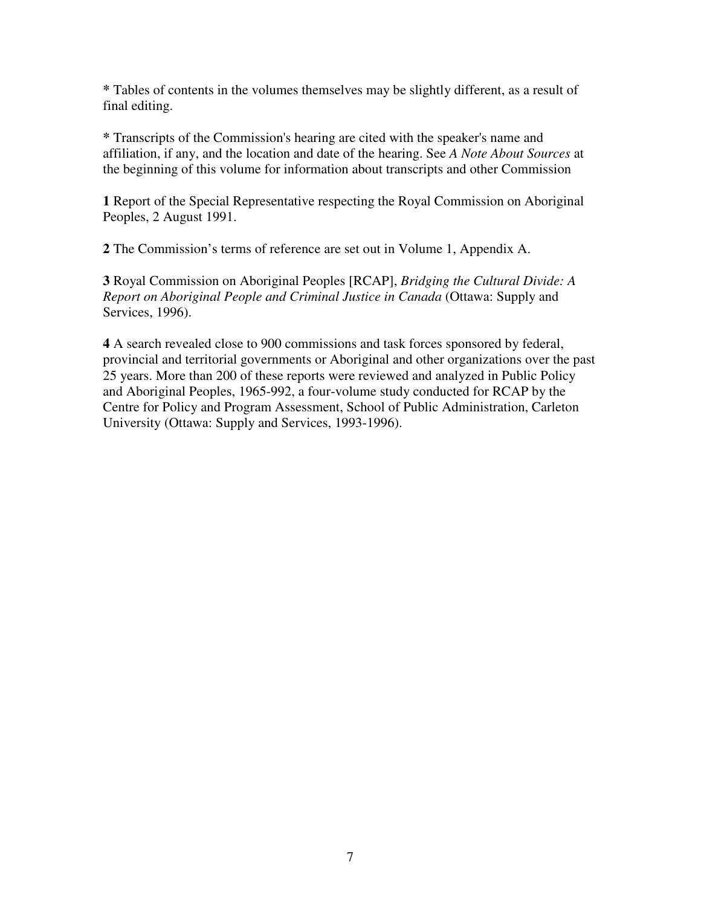**\*** Tables of contents in the volumes themselves may be slightly different, as a result of final editing.

**\*** Transcripts of the Commission's hearing are cited with the speaker's name and affiliation, if any, and the location and date of the hearing. See *A Note About Sources* at the beginning of this volume for information about transcripts and other Commission

**1** Report of the Special Representative respecting the Royal Commission on Aboriginal Peoples, 2 August 1991.

**2** The Commission's terms of reference are set out in Volume 1, Appendix A.

**3** Royal Commission on Aboriginal Peoples [RCAP], *Bridging the Cultural Divide: A Report on Aboriginal People and Criminal Justice in Canada* (Ottawa: Supply and Services, 1996).

**4** A search revealed close to 900 commissions and task forces sponsored by federal, provincial and territorial governments or Aboriginal and other organizations over the past 25 years. More than 200 of these reports were reviewed and analyzed in Public Policy and Aboriginal Peoples, 1965-992, a four-volume study conducted for RCAP by the Centre for Policy and Program Assessment, School of Public Administration, Carleton University (Ottawa: Supply and Services, 1993-1996).